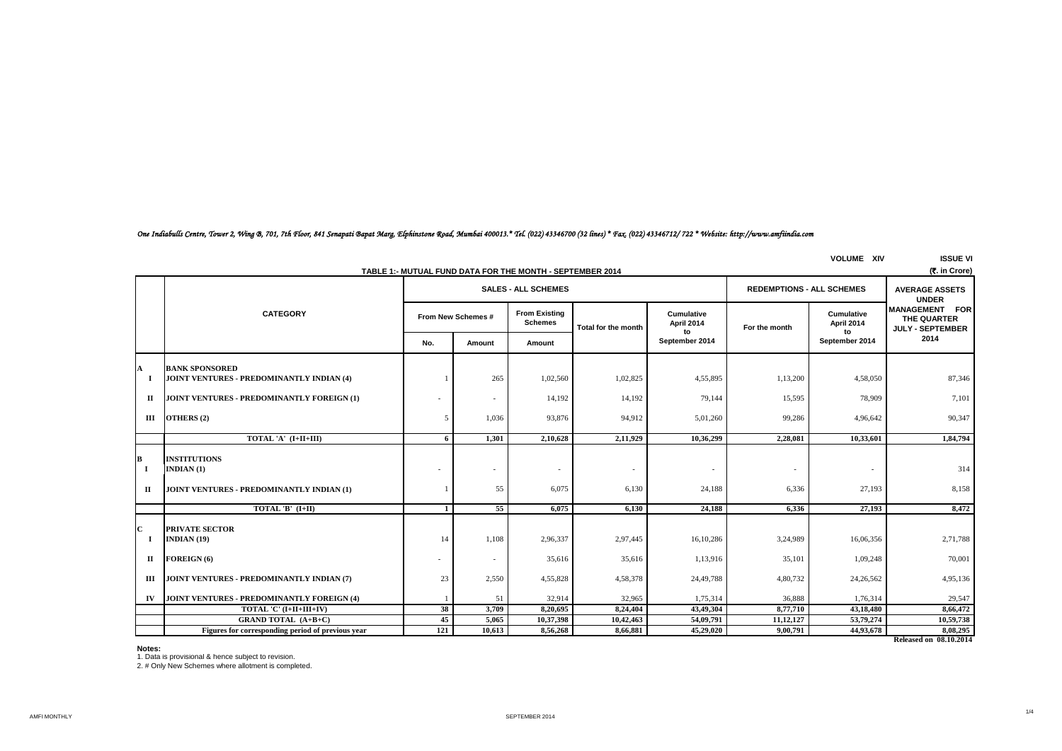*One Indiabulls Centre, Tower 2, Wing B, 701, 7th Floor, 841 Senapati Bapat Marg, Elphinstone Road, Mumbai 400013.* Tel. (022) 43346700 (32 lines) * Fax. (022) 43346712/ 722 * Website: http://www.amfiindia.com*

VOLUME XIV ISSUE VI

**TABLE 1:- MUTUAL FUND DATA FOR THE MONTH - SEPTEMBER 2014**

(₹. in Crore)

| | CATEGORY | SALES - ALL SCHEMES | | | | | REDEMPTIONS - ALL SCHEMES | | AVERAGE ASSETS UNDER MANAGEMENT FOR THE QUARTER JULY - SEPTEMBER 2014 |
|---|---|---|---|---|---|---|---|---|---|
| | | From New Schemes # | | From Existing Schemes | Total for the month | Cumulative April 2014 to September 2014 | For the month | Cumulative April 2014 to September 2014 | |
| | | No. | Amount | Amount | | | | | |
| **A** | **BANK SPONSORED** | | | | | | | | |
| **I** | **JOINT VENTURES - PREDOMINANTLY INDIAN (4)** | 1 | 265 | 1,02,560 | 1,02,825 | 4,55,895 | 1,13,200 | 4,58,050 | 87,346 |
| **II** | **JOINT VENTURES - PREDOMINANTLY FOREIGN (1)** | - | - | 14,192 | 14,192 | 79,144 | 15,595 | 78,909 | 7,101 |
| **III** | **OTHERS (2)** | 5 | 1,036 | 93,876 | 94,912 | 5,01,260 | 99,286 | 4,96,642 | 90,347 |
| | **TOTAL 'A' (I+II+III)** | **6** | **1,301** | **2,10,628** | **2,11,929** | **10,36,299** | **2,28,081** | **10,33,601** | **1,84,794** |
| **B** | **INSTITUTIONS** | | | | | | | | |
| **I** | **INDIAN (1)** | - | - | - | - | - | - | - | 314 |
| **II** | **JOINT VENTURES - PREDOMINANTLY INDIAN (1)** | 1 | 55 | 6,075 | 6,130 | 24,188 | 6,336 | 27,193 | 8,158 |
| | **TOTAL 'B' (I+II)** | **1** | **55** | **6,075** | **6,130** | **24,188** | **6,336** | **27,193** | **8,472** |
| **C** | **PRIVATE SECTOR** | | | | | | | | |
| **I** | **INDIAN (19)** | 14 | 1,108 | 2,96,337 | 2,97,445 | 16,10,286 | 3,24,989 | 16,06,356 | 2,71,788 |
| **II** | **FOREIGN (6)** | - | - | 35,616 | 35,616 | 1,13,916 | 35,101 | 1,09,248 | 70,001 |
| **III** | **JOINT VENTURES - PREDOMINANTLY INDIAN (7)** | 23 | 2,550 | 4,55,828 | 4,58,378 | 24,49,788 | 4,80,732 | 24,26,562 | 4,95,136 |
| **IV** | **JOINT VENTURES - PREDOMINANTLY FOREIGN (4)** | 1 | 51 | 32,914 | 32,965 | 1,75,314 | 36,888 | 1,76,314 | 29,547 |
| | **TOTAL 'C' (I+II+III+IV)** | **38** | **3,709** | **8,20,695** | **8,24,404** | **43,49,304** | **8,77,710** | **43,18,480** | **8,66,472** |
| | **GRAND TOTAL (A+B+C)** | **45** | **5,065** | **10,37,398** | **10,42,463** | **54,09,791** | **11,12,127** | **53,79,274** | **10,59,738** |
| | **Figures for corresponding period of previous year** | **121** | **10,613** | **8,56,268** | **8,66,881** | **45,29,020** | **9,00,791** | **44,93,678** | **8,08,295** |

**Released on 08.10.2014**

**Notes:**

1. Data is provisional & hence subject to revision.
2. # Only New Schemes where allotment is completed.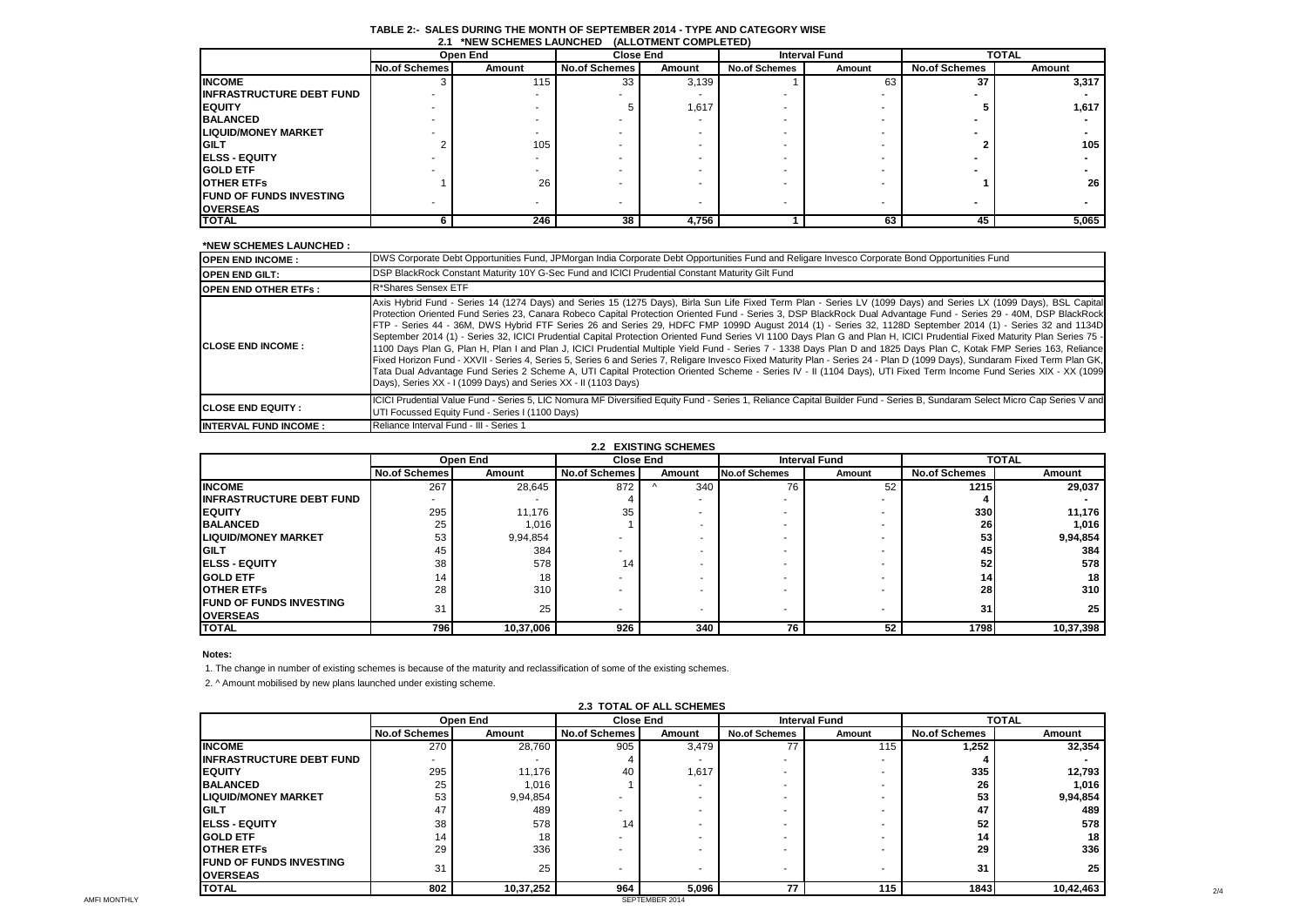# TABLE 2:- SALES DURING THE MONTH OF SEPTEMBER 2014 - TYPE AND CATEGORY WISE

## 2.1 *NEW SCHEMES LAUNCHED (ALLOTMENT COMPLETED)

| | Open End | | Close End | | Interval Fund | | TOTAL | |
|---|---|---|---|---|---|---|---|---|
| | No.of Schemes | Amount | No.of Schemes | Amount | No.of Schemes | Amount | No.of Schemes | Amount |
| **INCOME** | 3 | 115 | 33 | 3,139 | 1 | 63 | 37 | 3,317 |
| **INFRASTRUCTURE DEBT FUND** | - | - | - | - | - | - | - | - |
| **EQUITY** | - | - | 5 | 1,617 | - | - | 5 | 1,617 |
| **BALANCED** | - | - | - | - | - | - | - | - |
| **LIQUID/MONEY MARKET** | - | - | - | - | - | - | - | - |
| **GILT** | 2 | 105 | - | - | - | - | 2 | 105 |
| **ELSS - EQUITY** | - | - | - | - | - | - | - | - |
| **GOLD ETF** | - | - | - | - | - | - | - | - |
| **OTHER ETFs** | 1 | 26 | - | - | - | - | 1 | 26 |
| **FUND OF FUNDS INVESTING OVERSEAS** | - | - | - | - | - | - | - | - |
| **TOTAL** | 6 | 246 | 38 | 4,756 | 1 | 63 | 45 | 5,065 |

**\*NEW SCHEMES LAUNCHED :**

| | |
|---|---|
| **OPEN END INCOME :** | DWS Corporate Debt Opportunities Fund, JPMorgan India Corporate Debt Opportunities Fund and Religare Invesco Corporate Bond Opportunities Fund |
| **OPEN END GILT:** | DSP BlackRock Constant Maturity 10Y G-Sec Fund and ICICI Prudential Constant Maturity Gilt Fund |
| **OPEN END OTHER ETFs :** | R*Shares Sensex ETF |
| **CLOSE END INCOME :** | Axis Hybrid Fund - Series 14 (1274 Days) and Series 15 (1275 Days), Birla Sun Life Fixed Term Plan - Series LV (1099 Days) and Series LX (1099 Days), BSL Capital Protection Oriented Fund Series 23, Canara Robeco Capital Protection Oriented Fund - Series 3, DSP BlackRock Dual Advantage Fund - Series 29 - 40M, DSP BlackRock FTP - Series 44 - 36M, DWS Hybrid FTF Series 26 and Series 29, HDFC FMP 1099D August 2014 (1) - Series 32, 1128D September 2014 (1) - Series 32 and 1134D September 2014 (1) - Series 32, ICICI Prudential Capital Protection Oriented Fund Series VI 1100 Days Plan G and Plan H, ICICI Prudential Fixed Maturity Plan Series 75 - 1100 Days Plan G, Plan H, Plan I and Plan J, ICICI Prudential Multiple Yield Fund - Series 7 - 1338 Days Plan D and 1825 Days Plan C, Kotak FMP Series 163, Reliance Fixed Horizon Fund - XXVII - Series 4, Series 5, Series 6 and Series 7, Religare Invesco Fixed Maturity Plan - Series 24 - Plan D (1099 Days), Sundaram Fixed Term Plan GK, Tata Dual Advantage Fund Series 2 Scheme A, UTI Capital Protection Oriented Scheme - Series IV - II (1104 Days), UTI Fixed Term Income Fund Series XIX - XX (1099 Days), Series XX - I (1099 Days) and Series XX - II (1103 Days) |
| **CLOSE END EQUITY :** | ICICI Prudential Value Fund - Series 5, LIC Nomura MF Diversified Equity Fund - Series 1, Reliance Capital Builder Fund - Series B, Sundaram Select Micro Cap Series V and UTI Focussed Equity Fund - Series I (1100 Days) |
| **INTERVAL FUND INCOME :** | Reliance Interval Fund - III - Series 1 |

## 2.2 EXISTING SCHEMES

| | Open End | | Close End | | Interval Fund | | TOTAL | |
|---|---|---|---|---|---|---|---|---|
| | No.of Schemes | Amount | No.of Schemes | Amount | No.of Schemes | Amount | No.of Schemes | Amount |
| **INCOME** | 267 | 28,645 | 872 | ^ 340 | 76 | 52 | 1215 | 29,037 |
| **INFRASTRUCTURE DEBT FUND** | - | - | 4 | - | - | - | 4 | - |
| **EQUITY** | 295 | 11,176 | 35 | - | - | - | 330 | 11,176 |
| **BALANCED** | 25 | 1,016 | 1 | - | - | - | 26 | 1,016 |
| **LIQUID/MONEY MARKET** | 53 | 9,94,854 | - | - | - | - | 53 | 9,94,854 |
| **GILT** | 45 | 384 | - | - | - | - | 45 | 384 |
| **ELSS - EQUITY** | 38 | 578 | 14 | - | - | - | 52 | 578 |
| **GOLD ETF** | 14 | 18 | - | - | - | - | 14 | 18 |
| **OTHER ETFs** | 28 | 310 | - | - | - | - | 28 | 310 |
| **FUND OF FUNDS INVESTING OVERSEAS** | 31 | 25 | - | - | - | - | 31 | 25 |
| **TOTAL** | 796 | 10,37,006 | 926 | 340 | 76 | 52 | 1798 | 10,37,398 |

**Notes:**

1. The change in number of existing schemes is because of the maturity and reclassification of some of the existing schemes.
2. ^ Amount mobilised by new plans launched under existing scheme.

## 2.3 TOTAL OF ALL SCHEMES

| | Open End | | Close End | | Interval Fund | | TOTAL | |
|---|---|---|---|---|---|---|---|---|
| | No.of Schemes | Amount | No.of Schemes | Amount | No.of Schemes | Amount | No.of Schemes | Amount |
| **INCOME** | 270 | 28,760 | 905 | 3,479 | 77 | 115 | 1,252 | 32,354 |
| **INFRASTRUCTURE DEBT FUND** | - | - | 4 | - | - | - | 4 | - |
| **EQUITY** | 295 | 11,176 | 40 | 1,617 | - | - | 335 | 12,793 |
| **BALANCED** | 25 | 1,016 | 1 | - | - | - | 26 | 1,016 |
| **LIQUID/MONEY MARKET** | 53 | 9,94,854 | - | - | - | - | 53 | 9,94,854 |
| **GILT** | 47 | 489 | - | - | - | - | 47 | 489 |
| **ELSS - EQUITY** | 38 | 578 | 14 | - | - | - | 52 | 578 |
| **GOLD ETF** | 14 | 18 | - | - | - | - | 14 | 18 |
| **OTHER ETFs** | 29 | 336 | - | - | - | - | 29 | 336 |
| **FUND OF FUNDS INVESTING OVERSEAS** | 31 | 25 | - | - | - | - | 31 | 25 |
| **TOTAL** | 802 | 10,37,252 | 964 | 5,096 | 77 | 115 | 1843 | 10,42,463 |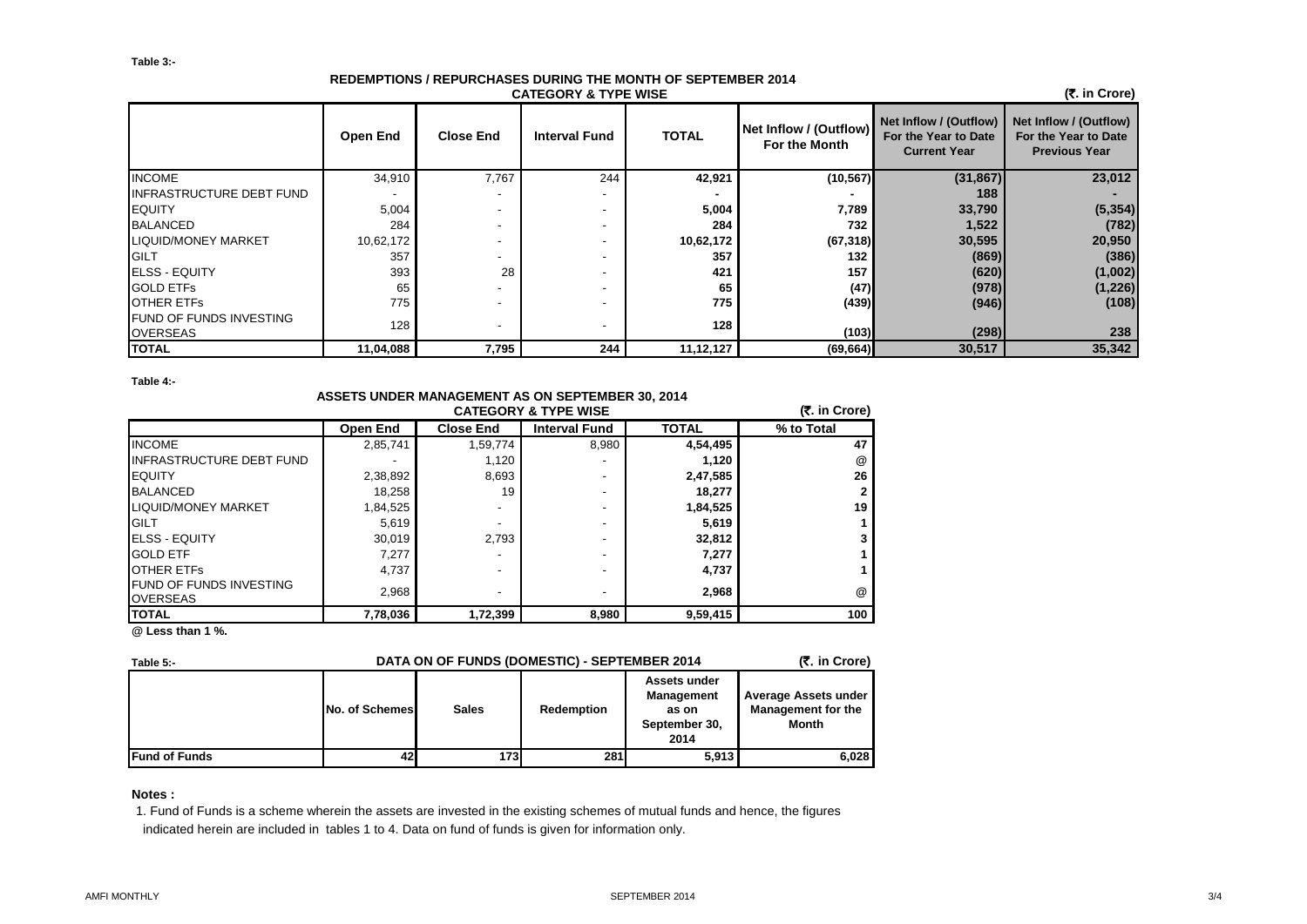**Table 3:-**

## REDEMPTIONS / REPURCHASES DURING THE MONTH OF SEPTEMBER 2014

### CATEGORY & TYPE WISE

(₹. in Crore)

| | Open End | Close End | Interval Fund | TOTAL | Net Inflow / (Outflow) For the Month | Net Inflow / (Outflow) For the Year to Date Current Year | Net Inflow / (Outflow) For the Year to Date Previous Year |
|---|---|---|---|---|---|---|---|
| INCOME | 34,910 | 7,767 | 244 | **42,921** | **(10,567)** | **(31,867)** | **23,012** |
| INFRASTRUCTURE DEBT FUND | - | - | - | **-** | **-** | **188** | **-** |
| EQUITY | 5,004 | - | - | **5,004** | **7,789** | **33,790** | **(5,354)** |
| BALANCED | 284 | - | - | **284** | **732** | **1,522** | **(782)** |
| LIQUID/MONEY MARKET | 10,62,172 | - | - | **10,62,172** | **(67,318)** | **30,595** | **20,950** |
| GILT | 357 | - | - | **357** | **132** | **(869)** | **(386)** |
| ELSS - EQUITY | 393 | 28 | - | **421** | **157** | **(620)** | **(1,002)** |
| GOLD ETFs | 65 | - | - | **65** | **(47)** | **(978)** | **(1,226)** |
| OTHER ETFs | 775 | - | - | **775** | **(439)** | **(946)** | **(108)** |
| FUND OF FUNDS INVESTING OVERSEAS | 128 | - | - | **128** | **(103)** | **(298)** | **238** |
| **TOTAL** | **11,04,088** | **7,795** | **244** | **11,12,127** | **(69,664)** | **30,517** | **35,342** |

**Table 4:-**

## ASSETS UNDER MANAGEMENT AS ON SEPTEMBER 30, 2014

### CATEGORY & TYPE WISE

(₹. in Crore)

| | Open End | Close End | Interval Fund | TOTAL | % to Total |
|---|---|---|---|---|---|
| INCOME | 2,85,741 | 1,59,774 | 8,980 | **4,54,495** | **47** |
| INFRASTRUCTURE DEBT FUND | - | 1,120 | - | **1,120** | **@** |
| EQUITY | 2,38,892 | 8,693 | - | **2,47,585** | **26** |
| BALANCED | 18,258 | 19 | - | **18,277** | **2** |
| LIQUID/MONEY MARKET | 1,84,525 | - | - | **1,84,525** | **19** |
| GILT | 5,619 | - | - | **5,619** | **1** |
| ELSS - EQUITY | 30,019 | 2,793 | - | **32,812** | **3** |
| GOLD ETF | 7,277 | - | - | **7,277** | **1** |
| OTHER ETFs | 4,737 | - | - | **4,737** | **1** |
| FUND OF FUNDS INVESTING OVERSEAS | 2,968 | - | - | **2,968** | **@** |
| **TOTAL** | **7,78,036** | **1,72,399** | **8,980** | **9,59,415** | **100** |

**@ Less than 1 %.**

**Table 5:-**

## DATA ON OF FUNDS (DOMESTIC) - SEPTEMBER 2014

(₹. in Crore)

| | No. of Schemes | Sales | Redemption | Assets under Management as on September 30, 2014 | Average Assets under Management for the Month |
|---|---|---|---|---|---|
| **Fund of Funds** | 42 | 173 | 281 | 5,913 | 6,028 |

**Notes :**

1. Fund of Funds is a scheme wherein the assets are invested in the existing schemes of mutual funds and hence, the figures indicated herein are included in tables 1 to 4. Data on fund of funds is given for information only.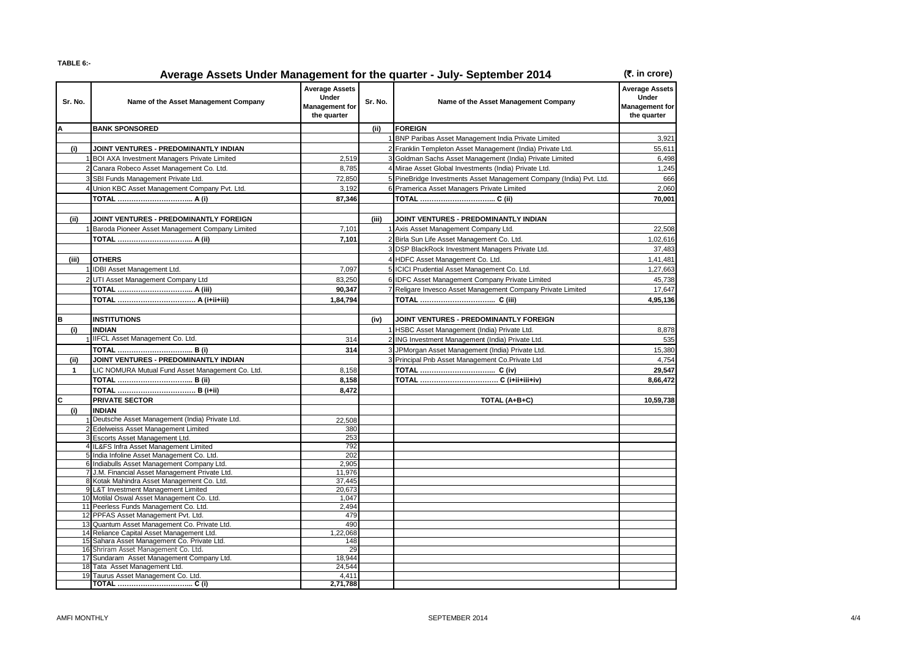TABLE 6:-

## Average Assets Under Management for the quarter - July- September 2014

(₹. in crore)

| Sr. No. | Name of the Asset Management Company | Average Assets Under Management for the quarter | Sr. No. | Name of the Asset Management Company | Average Assets Under Management for the quarter |
|---|---|---|---|---|---|
| A | BANK SPONSORED | | (ii) | FOREIGN | |
| | | | 1 | BNP Paribas Asset Management India Private Limited | 3,921 |
| (i) | JOINT VENTURES - PREDOMINANTLY INDIAN | | 2 | Franklin Templeton Asset Management (India) Private Ltd. | 55,611 |
| 1 | BOI AXA Investment Managers Private Limited | 2,519 | 3 | Goldman Sachs Asset Management (India) Private Limited | 6,498 |
| 2 | Canara Robeco Asset Management Co. Ltd. | 8,785 | 4 | Mirae Asset Global Investments (India) Private Limited | 1,245 |
| 3 | SBI Funds Management Private Ltd. | 72,850 | 5 | PineBridge Investments Asset Management Company (India) Pvt. Ltd. | 666 |
| 4 | Union KBC Asset Management Company Pvt. Ltd. | 3,192 | 6 | Pramerica Asset Managers Private Limited | 2,060 |
| | TOTAL ………………………….. A (i) | 87,346 | | TOTAL ………………………….. C (ii) | 70,001 |
| | | | | | |
| (ii) | JOINT VENTURES - PREDOMINANTLY FOREIGN | | (iii) | JOINT VENTURES - PREDOMINANTLY INDIAN | |
| 1 | Baroda Pioneer Asset Management Company Limited | 7,101 | 1 | Axis Asset Management Company Ltd. | 22,508 |
| | TOTAL ………………………….. A (ii) | 7,101 | 2 | Birla Sun Life Asset Management Co. Ltd. | 1,02,616 |
| | | | 3 | DSP BlackRock Investment Managers Private Ltd. | 37,483 |
| (iii) | OTHERS | | 4 | HDFC Asset Management Co. Ltd. | 1,41,481 |
| 1 | IDBI Asset Management Ltd. | 7,097 | 5 | ICICI Prudential Asset Management Co. Ltd. | 1,27,663 |
| 2 | UTI Asset Management Company Ltd | 83,250 | 6 | IDFC Asset Management Company Private Limited | 45,738 |
| | TOTAL ………………………….. A (iii) | 90,347 | 7 | Religare Invesco Asset Management Company Private Limited | 17,647 |
| | TOTAL …………………………… A (i+ii+iii) | 1,84,794 | | TOTAL ………………………….. C (iii) | 4,95,136 |
| | | | | | |
| B | INSTITUTIONS | | (iv) | JOINT VENTURES - PREDOMINANTLY FOREIGN | |
| (i) | INDIAN | | 1 | HSBC Asset Management (India) Private Ltd. | 8,878 |
| 1 | IIFCL Asset Management Co. Ltd. | 314 | 2 | ING Investment Management (India) Private Ltd. | 535 |
| | TOTAL ………………………….. B (i) | 314 | 3 | JPMorgan Asset Management (India) Private Ltd. | 15,380 |
| (ii) | JOINT VENTURES - PREDOMINANTLY INDIAN | | 3 | Principal Pnb Asset Management Co.Private Ltd | 4,754 |
| 1 | LIC NOMURA Mutual Fund Asset Management Co. Ltd. | 8,158 | | TOTAL ………………………….. C (iv) | 29,547 |
| | TOTAL ………………………….. B (ii) | 8,158 | | TOTAL …………………………… C (i+ii+iii+iv) | 8,66,472 |
| | TOTAL …………………………… B (i+ii) | 8,472 | | | |
| C | PRIVATE SECTOR | | | TOTAL (A+B+C) | 10,59,738 |
| (i) | INDIAN | | | | |
| 1 | Deutsche Asset Management (India) Private Ltd. | 22,508 | | | |
| 2 | Edelweiss Asset Management Limited | 380 | | | |
| 3 | Escorts Asset Management Ltd. | 253 | | | |
| 4 | IL&FS Infra Asset Management Limited | 792 | | | |
| 5 | India Infoline Asset Management Co. Ltd. | 202 | | | |
| 6 | Indiabulls Asset Management Company Ltd. | 2,905 | | | |
| 7 | J.M. Financial Asset Management Private Ltd. | 11,976 | | | |
| 8 | Kotak Mahindra Asset Management Co. Ltd. | 37,445 | | | |
| 9 | L&T Investment Management Limited | 20,673 | | | |
| 10 | Motilal Oswal Asset Management Co. Ltd. | 1,047 | | | |
| 11 | Peerless Funds Management Co. Ltd. | 2,494 | | | |
| 12 | PPFAS Asset Management Pvt. Ltd. | 479 | | | |
| 13 | Quantum Asset Management Co. Private Ltd. | 490 | | | |
| 14 | Reliance Capital Asset Management Ltd. | 1,22,068 | | | |
| 15 | Sahara Asset Management Co. Private Ltd. | 148 | | | |
| 16 | Shriram Asset Management Co. Ltd. | 29 | | | |
| 17 | Sundaram Asset Management Company Ltd. | 18,944 | | | |
| 18 | Tata Asset Management Ltd. | 24,544 | | | |
| 19 | Taurus Asset Management Co. Ltd. | 4,411 | | | |
| | TOTAL ………………………….. C (i) | 2,71,788 | | | |